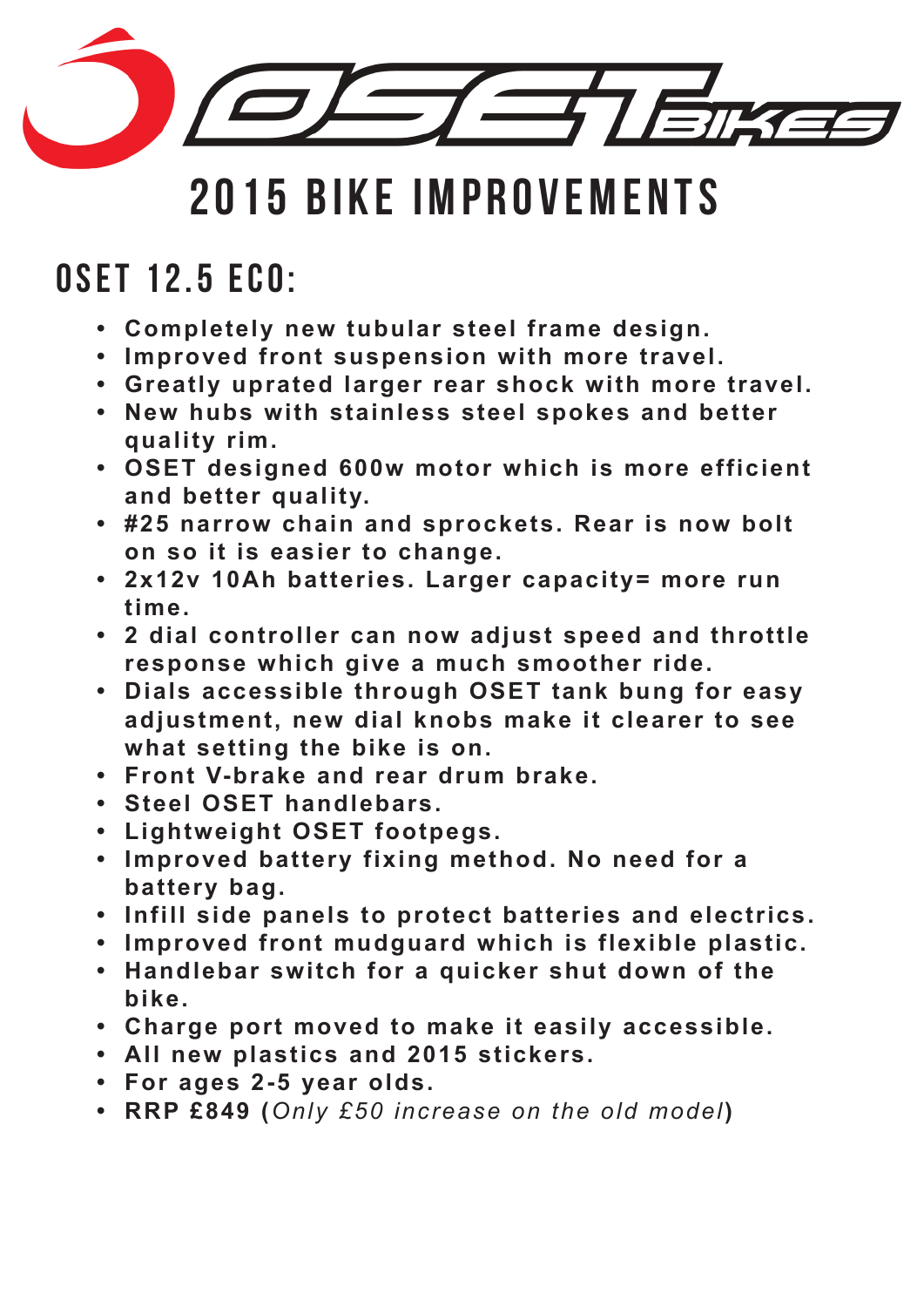OSET BIKES

# 2015 BIKE IMPROVEMENTS

## OSET 12.5 ECO:

- **Completely new tubular steel frame design.**
- **Improved front suspension with more travel.**
- **Greatly uprated larger rear shock with more travel.**
- **New hubs with stainless steel spokes and better quality rim.**
- **OSET designed 600w motor which is more efficient and better quality.**
- **#25 narrow chain and sprockets. Rear is now bolt on so it is easier to change.**
- **2x12v 10Ah batteries. Larger capacity= more run time.**
- **2 dial controller can now adjust speed and throttle response which give a much smoother ride.**
- **Dials accessible through OSET tank bung for easy adjustment, new dial knobs make it clearer to see what setting the bike is on.**
- **Front V-brake and rear drum brake.**
- **Steel OSET handlebars.**
- **Lightweight OSET footpegs.**
- **Improved battery fixing method. No need for a battery bag.**
- **Infill side panels to protect batteries and electrics.**
- **Improved front mudguard which is flexible plastic.**
- **Handlebar switch for a quicker shut down of the bike.**
- **Charge port moved to make it easily accessible.**
- **All new plastics and 2015 stickers.**
- **For ages 2-5 year olds.**
- **RRP £849 (*Only £50 increase on the old model*)**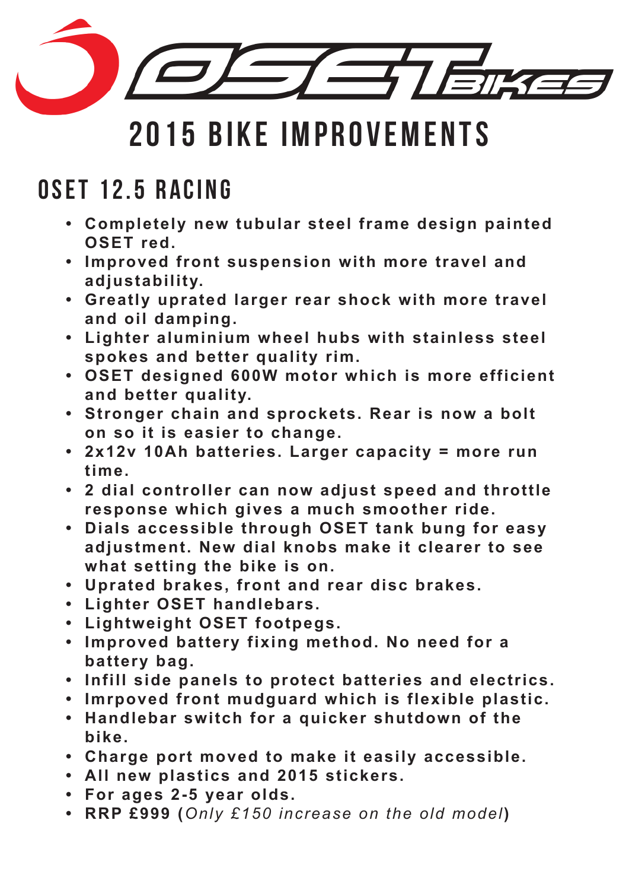# 2015 BIKE IMPROVEMENTS

## OSET 12.5 RACING

- **Completely new tubular steel frame design painted OSET red.**
- **Improved front suspension with more travel and adjustability.**
- **Greatly uprated larger rear shock with more travel and oil damping.**
- **Lighter aluminium wheel hubs with stainless steel spokes and better quality rim.**
- **OSET designed 600W motor which is more efficient and better quality.**
- **Stronger chain and sprockets. Rear is now a bolt on so it is easier to change.**
- **2x12v 10Ah batteries. Larger capacity = more run time.**
- **2 dial controller can now adjust speed and throttle response which gives a much smoother ride.**
- **Dials accessible through OSET tank bung for easy adjustment. New dial knobs make it clearer to see what setting the bike is on.**
- **Uprated brakes, front and rear disc brakes.**
- **Lighter OSET handlebars.**
- **Lightweight OSET footpegs.**
- **Improved battery fixing method. No need for a battery bag.**
- **Infill side panels to protect batteries and electrics.**
- **Imrpoved front mudguard which is flexible plastic.**
- **Handlebar switch for a quicker shutdown of the bike.**
- **Charge port moved to make it easily accessible.**
- **All new plastics and 2015 stickers.**
- **For ages 2-5 year olds.**
- **RRP £999 (***Only £150 increase on the old model***)**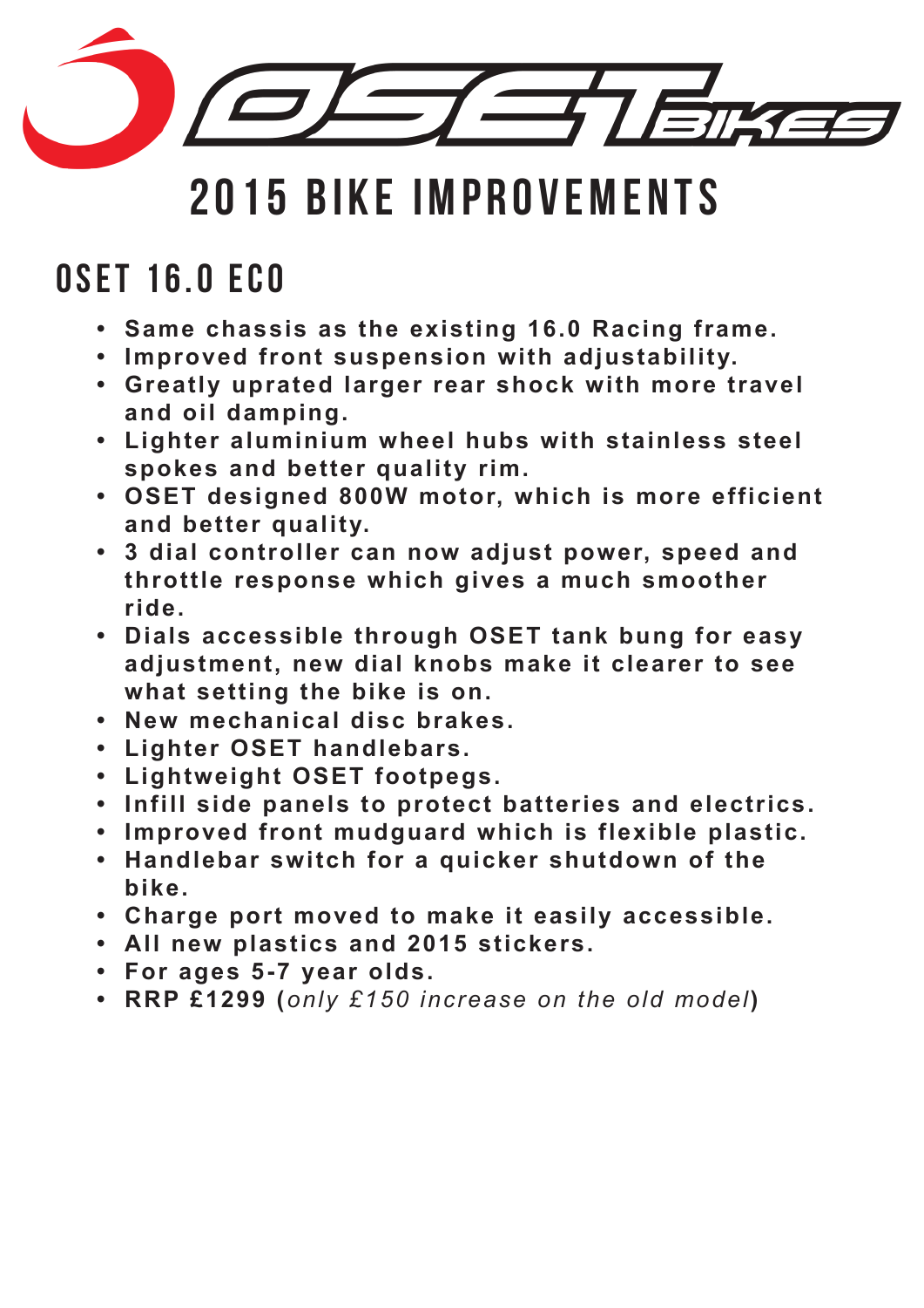# 2015 BIKE IMPROVEMENTS

## OSET 16.0 ECO

- **Same chassis as the existing 16.0 Racing frame.**
- **Improved front suspension with adjustability.**
- **Greatly uprated larger rear shock with more travel and oil damping.**
- **Lighter aluminium wheel hubs with stainless steel spokes and better quality rim.**
- **OSET designed 800W motor, which is more efficient and better quality.**
- **3 dial controller can now adjust power, speed and throttle response which gives a much smoother ride.**
- **Dials accessible through OSET tank bung for easy adjustment, new dial knobs make it clearer to see what setting the bike is on.**
- **New mechanical disc brakes.**
- **Lighter OSET handlebars.**
- **Lightweight OSET footpegs.**
- **Infill side panels to protect batteries and electrics.**
- **Improved front mudguard which is flexible plastic.**
- **Handlebar switch for a quicker shutdown of the bike.**
- **Charge port moved to make it easily accessible.**
- **All new plastics and 2015 stickers.**
- **For ages 5-7 year olds.**
- **RRP £1299 (***only £150 increase on the old model***)**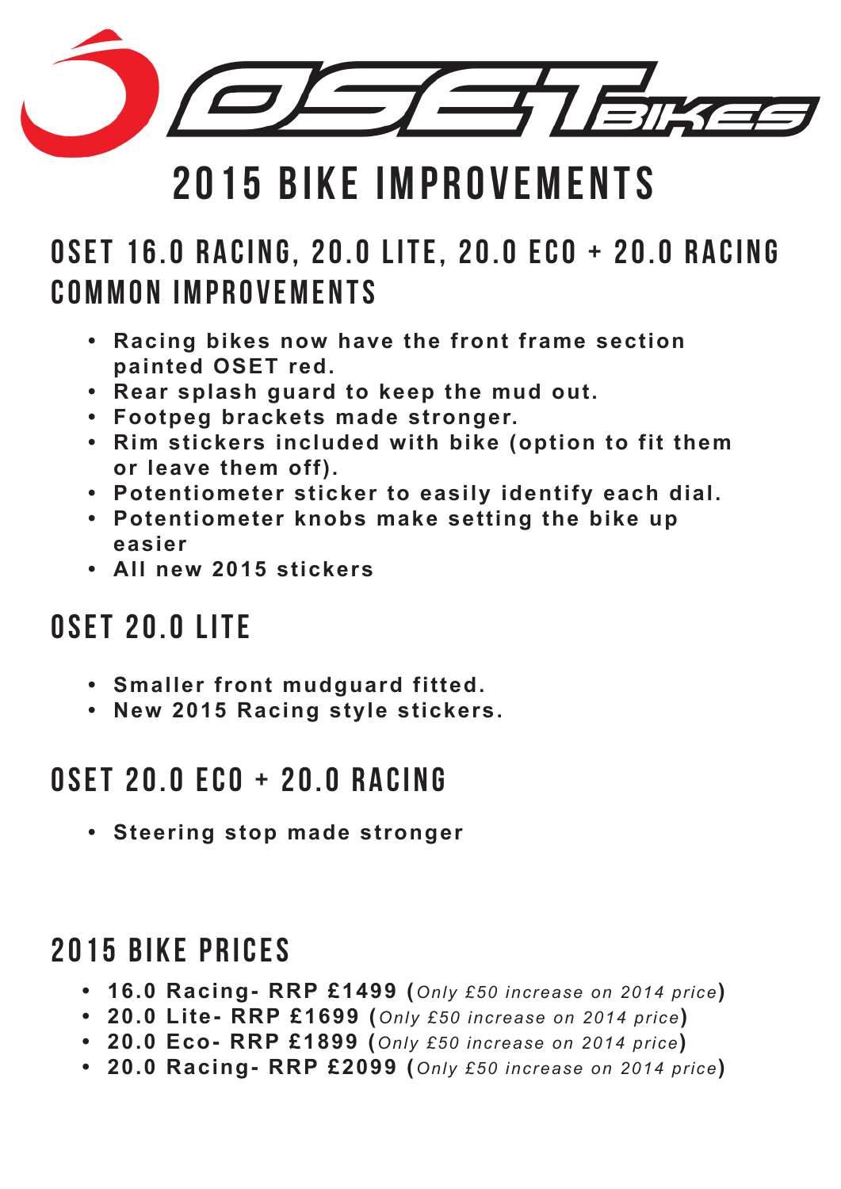# 2015 BIKE IMPROVEMENTS

## OSET 16.0 RACING, 20.0 LITE, 20.0 ECO + 20.0 RACING COMMON IMPROVEMENTS

- **Racing bikes now have the front frame section painted OSET red.**
- **Rear splash guard to keep the mud out.**
- **Footpeg brackets made stronger.**
- **Rim stickers included with bike (option to fit them or leave them off).**
- **Potentiometer sticker to easily identify each dial.**
- **Potentiometer knobs make setting the bike up easier**
- **All new 2015 stickers**

## OSET 20.0 LITE

- **Smaller front mudguard fitted.**
- **New 2015 Racing style stickers.**

## OSET 20.0 ECO + 20.0 RACING

- **Steering stop made stronger**

## 2015 BIKE PRICES

- **16.0 Racing- RRP £1499 (***Only £50 increase on 2014 price***)**
- **20.0 Lite- RRP £1699 (***Only £50 increase on 2014 price***)**
- **20.0 Eco- RRP £1899 (***Only £50 increase on 2014 price***)**
- **20.0 Racing- RRP £2099 (***Only £50 increase on 2014 price***)**